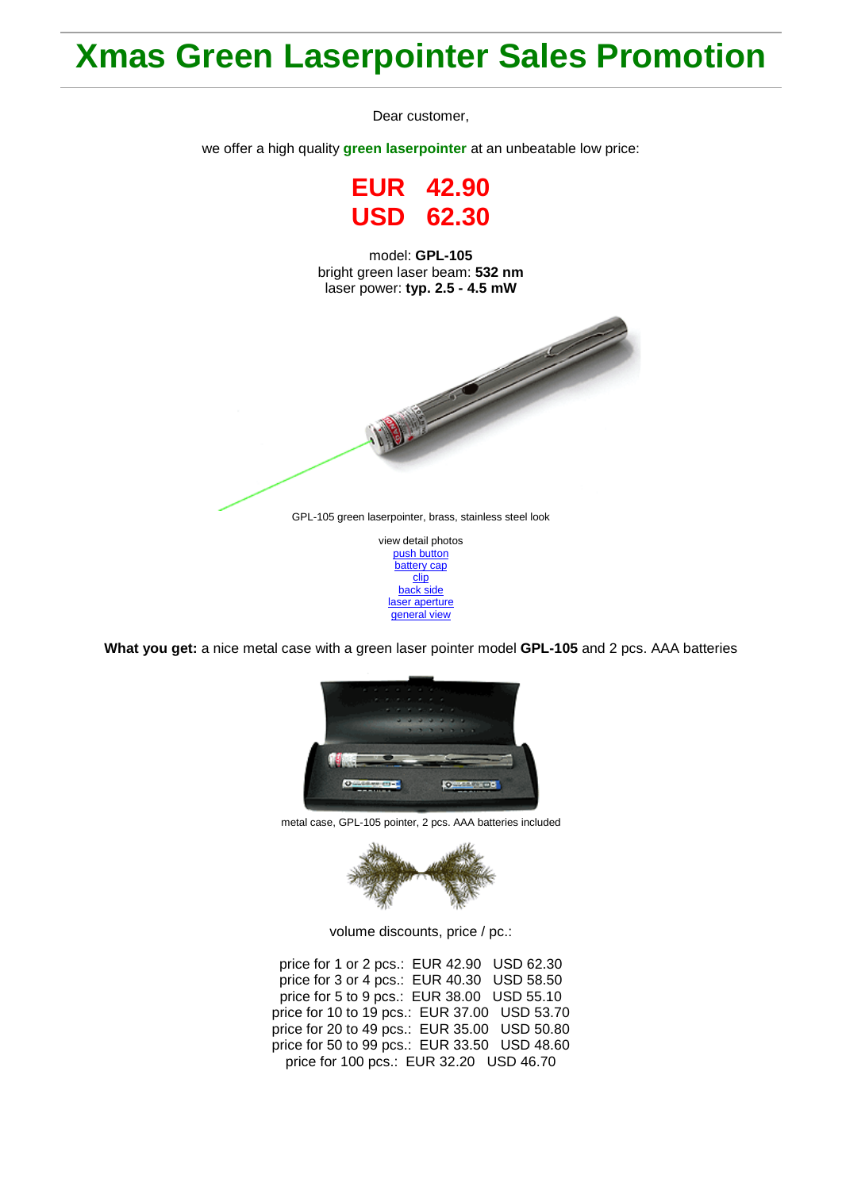# Xmas Green Laserpointer Sales Promotion

Dear customer,

we offer a high quality **green laserpointer** at an unbeatable low price:

**EUR 42.90**
**USD 62.30**

model: **GPL-105**
bright green laser beam: **532 nm**
laser power: **typ. 2.5 - 4.5 mW**

GPL-105 green laserpointer, brass, stainless steel look

view detail photos
push button
battery cap
clip
back side
laser aperture
general view

**What you get:** a nice metal case with a green laser pointer model **GPL-105** and 2 pcs. AAA batteries

metal case, GPL-105 pointer, 2 pcs. AAA batteries included

volume discounts, price / pc.:

price for 1 or 2 pcs.: EUR 42.90 USD 62.30
price for 3 or 4 pcs.: EUR 40.30 USD 58.50
price for 5 to 9 pcs.: EUR 38.00 USD 55.10
price for 10 to 19 pcs.: EUR 37.00 USD 53.70
price for 20 to 49 pcs.: EUR 35.00 USD 50.80
price for 50 to 99 pcs.: EUR 33.50 USD 48.60
price for 100 pcs.: EUR 32.20 USD 46.70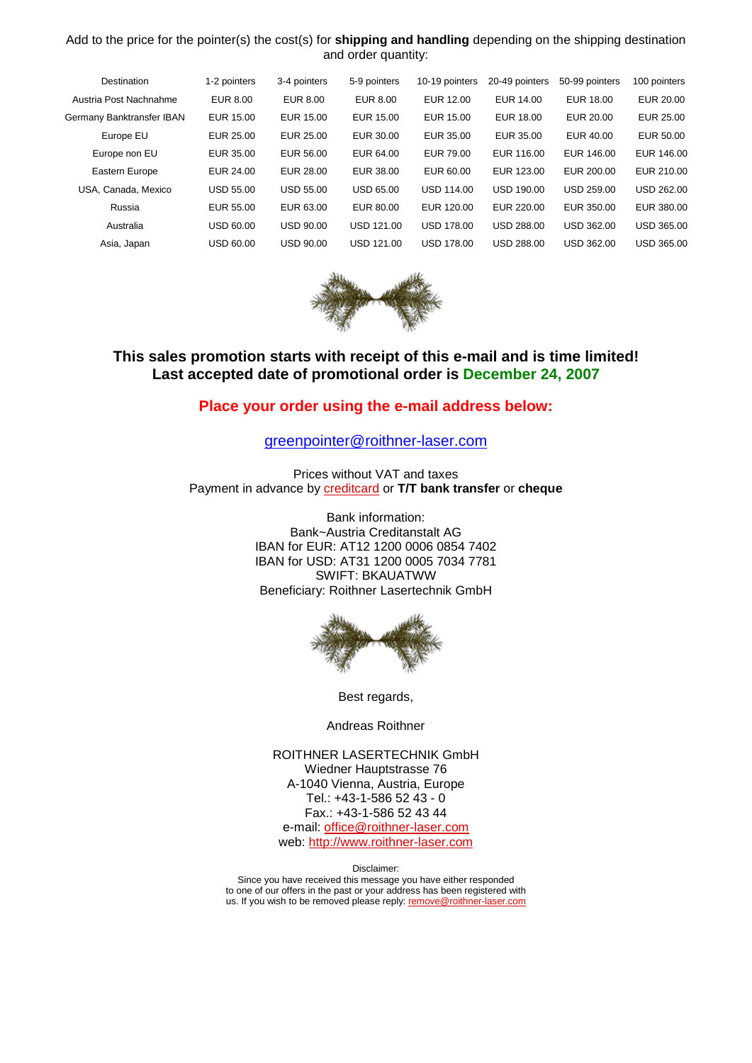Add to the price for the pointer(s) the cost(s) for **shipping and handling** depending on the shipping destination and order quantity:

| Destination | 1-2 pointers | 3-4 pointers | 5-9 pointers | 10-19 pointers | 20-49 pointers | 50-99 pointers | 100 pointers |
|---|---|---|---|---|---|---|---|
| Austria Post Nachnahme | EUR 8.00 | EUR 8.00 | EUR 8.00 | EUR 12.00 | EUR 14.00 | EUR 18.00 | EUR 20.00 |
| Germany Banktransfer IBAN | EUR 15.00 | EUR 15.00 | EUR 15.00 | EUR 15.00 | EUR 18.00 | EUR 20.00 | EUR 25.00 |
| Europe EU | EUR 25.00 | EUR 25.00 | EUR 30.00 | EUR 35.00 | EUR 35.00 | EUR 40.00 | EUR 50.00 |
| Europe non EU | EUR 35.00 | EUR 56.00 | EUR 64.00 | EUR 79.00 | EUR 116.00 | EUR 146.00 | EUR 146.00 |
| Eastern Europe | EUR 24.00 | EUR 28.00 | EUR 38.00 | EUR 60.00 | EUR 123.00 | EUR 200.00 | EUR 210.00 |
| USA, Canada, Mexico | USD 55.00 | USD 55.00 | USD 65.00 | USD 114.00 | USD 190.00 | USD 259.00 | USD 262.00 |
| Russia | EUR 55.00 | EUR 63.00 | EUR 80.00 | EUR 120.00 | EUR 220.00 | EUR 350.00 | EUR 380.00 |
| Australia | USD 60.00 | USD 90.00 | USD 121.00 | USD 178.00 | USD 288.00 | USD 362.00 | USD 365.00 |
| Asia, Japan | USD 60.00 | USD 90.00 | USD 121.00 | USD 178.00 | USD 288.00 | USD 362.00 | USD 365.00 |

**This sales promotion starts with receipt of this e-mail and is time limited!**
**Last accepted date of promotional order is December 24, 2007**

**Place your order using the e-mail address below:**

greenpointer@roithner-laser.com

Prices without VAT and taxes
Payment in advance by creditcard or **T/T bank transfer** or **cheque**

Bank information:
Bank~Austria Creditanstalt AG
IBAN for EUR: AT12 1200 0006 0854 7402
IBAN for USD: AT31 1200 0005 7034 7781
SWIFT: BKAUATWW
Beneficiary: Roithner Lasertechnik GmbH

Best regards,

Andreas Roithner

ROITHNER LASERTECHNIK GmbH
Wiedner Hauptstrasse 76
A-1040 Vienna, Austria, Europe
Tel.: +43-1-586 52 43 - 0
Fax.: +43-1-586 52 43 44
e-mail: office@roithner-laser.com
web: http://www.roithner-laser.com

Disclaimer:
Since you have received this message you have either responded to one of our offers in the past or your address has been registered with us. If you wish to be removed please reply: remove@roithner-laser.com